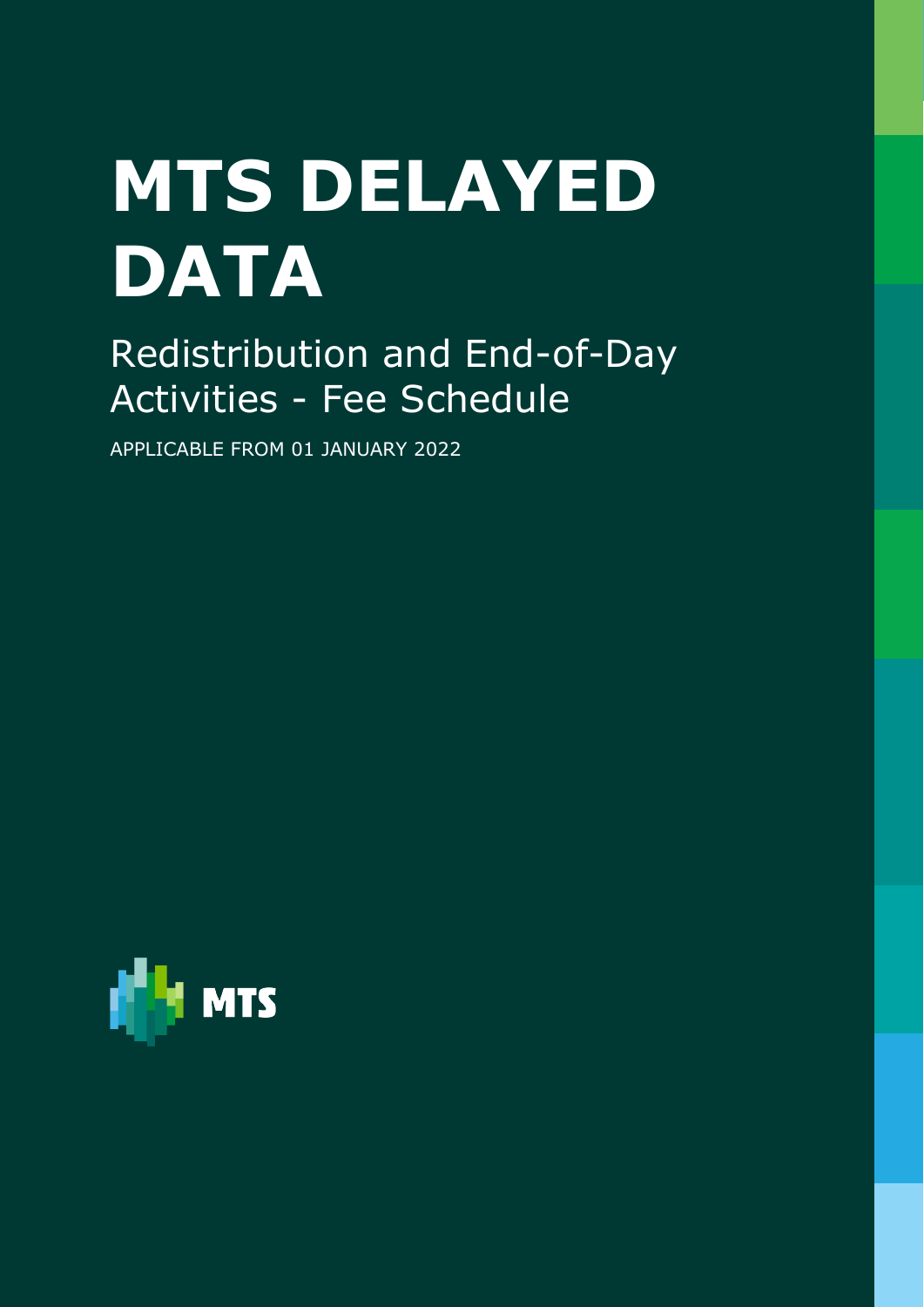# MTS DELAYED DATA

## Redistribution and End-of-Day Activities - Fee Schedule

APPLICABLE FROM 01 JANUARY 2022

MTS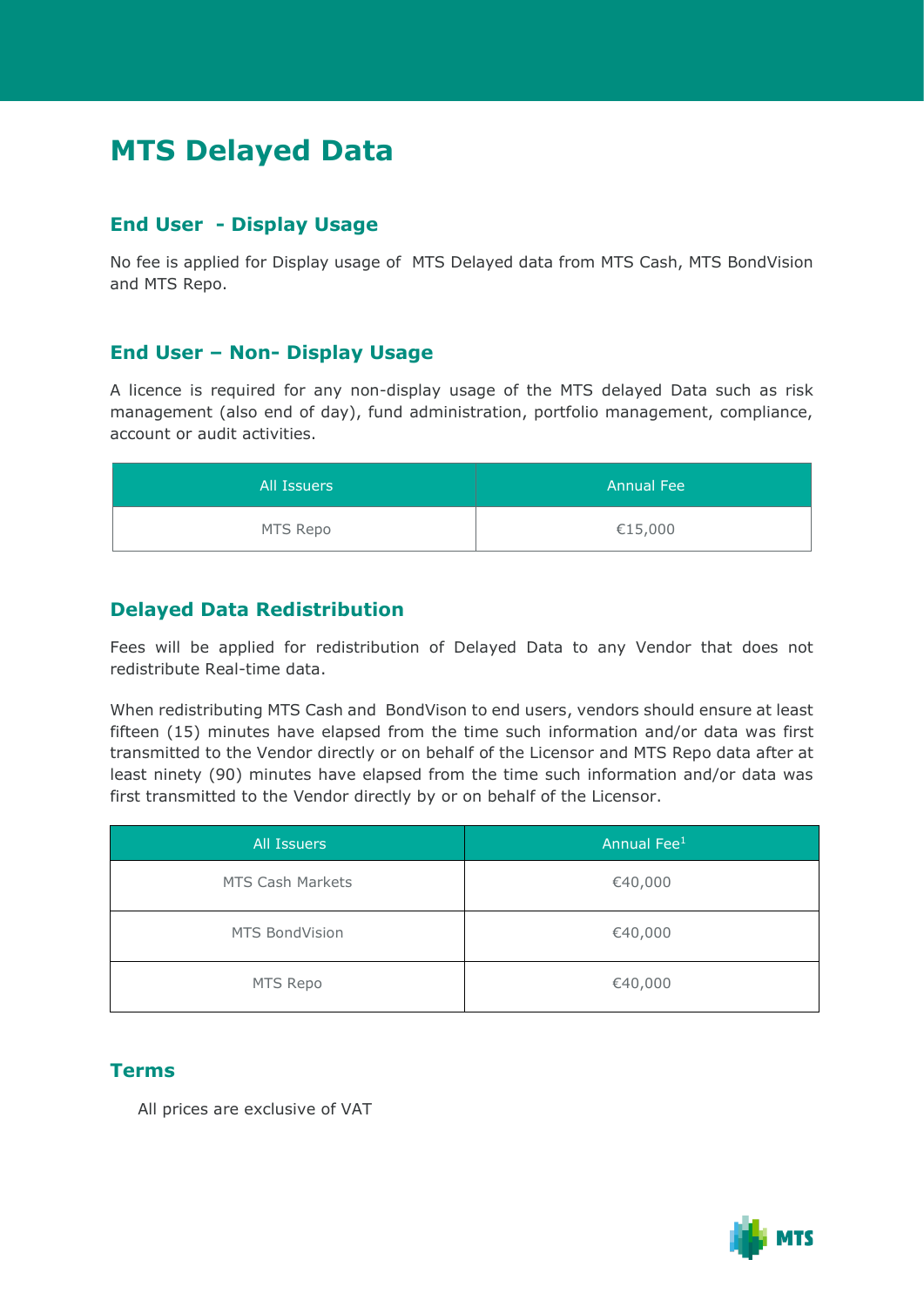# MTS Delayed Data

## End User - Display Usage

No fee is applied for Display usage of MTS Delayed data from MTS Cash, MTS BondVision and MTS Repo.

## End User – Non- Display Usage

A licence is required for any non-display usage of the MTS delayed Data such as risk management (also end of day), fund administration, portfolio management, compliance, account or audit activities.

| All Issuers | Annual Fee |
| --- | --- |
| MTS Repo | €15,000 |

## Delayed Data Redistribution

Fees will be applied for redistribution of Delayed Data to any Vendor that does not redistribute Real-time data.

When redistributing MTS Cash and BondVison to end users, vendors should ensure at least fifteen (15) minutes have elapsed from the time such information and/or data was first transmitted to the Vendor directly or on behalf of the Licensor and MTS Repo data after at least ninety (90) minutes have elapsed from the time such information and/or data was first transmitted to the Vendor directly by or on behalf of the Licensor.

| All Issuers | Annual Fee[1] |
| --- | --- |
| MTS Cash Markets | €40,000 |
| MTS BondVision | €40,000 |
| MTS Repo | €40,000 |

## Terms

All prices are exclusive of VAT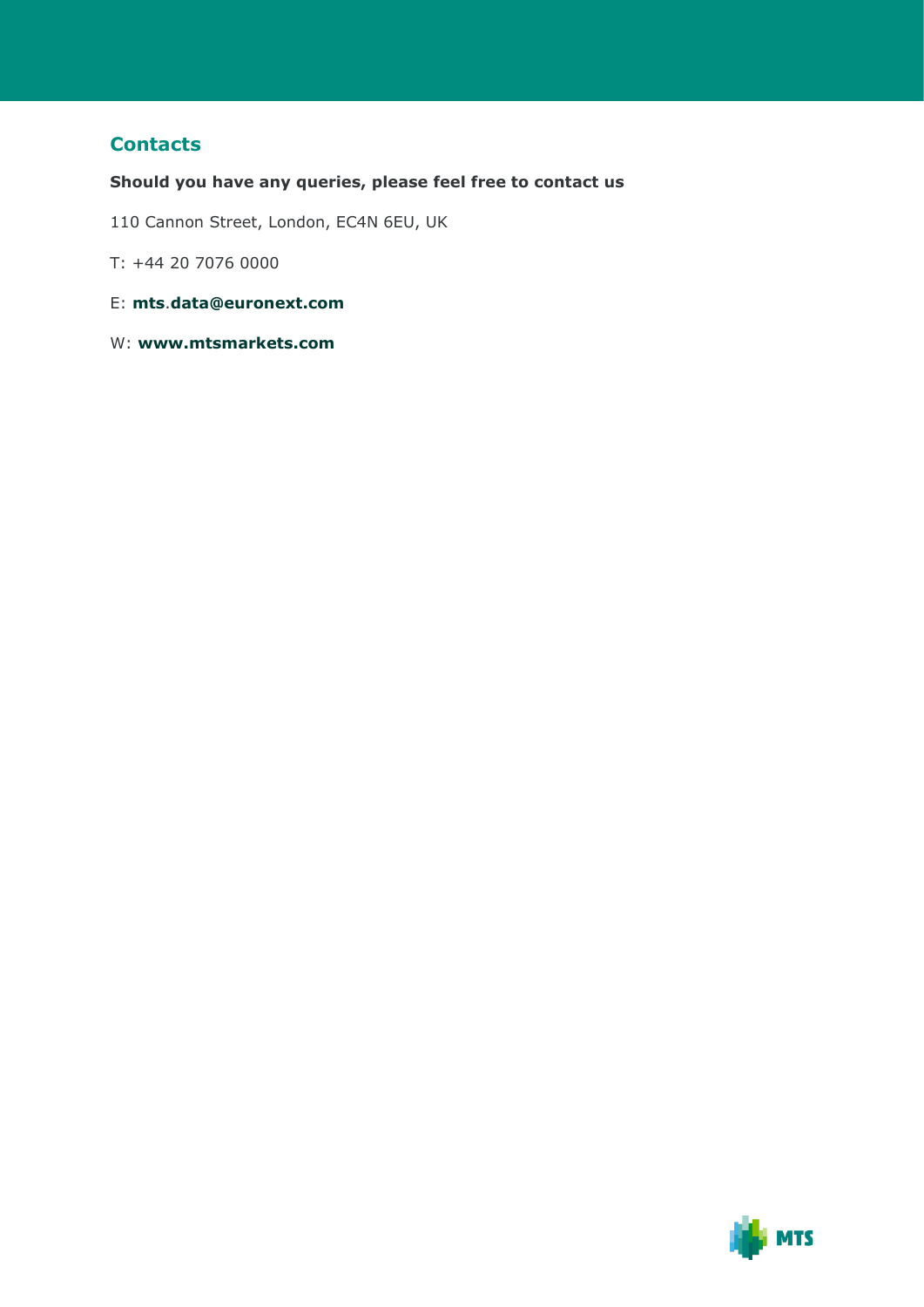## Contacts

**Should you have any queries, please feel free to contact us**

110 Cannon Street, London, EC4N 6EU, UK

T: +44 20 7076 0000

E: **mts.data@euronext.com**

W: **www.mtsmarkets.com**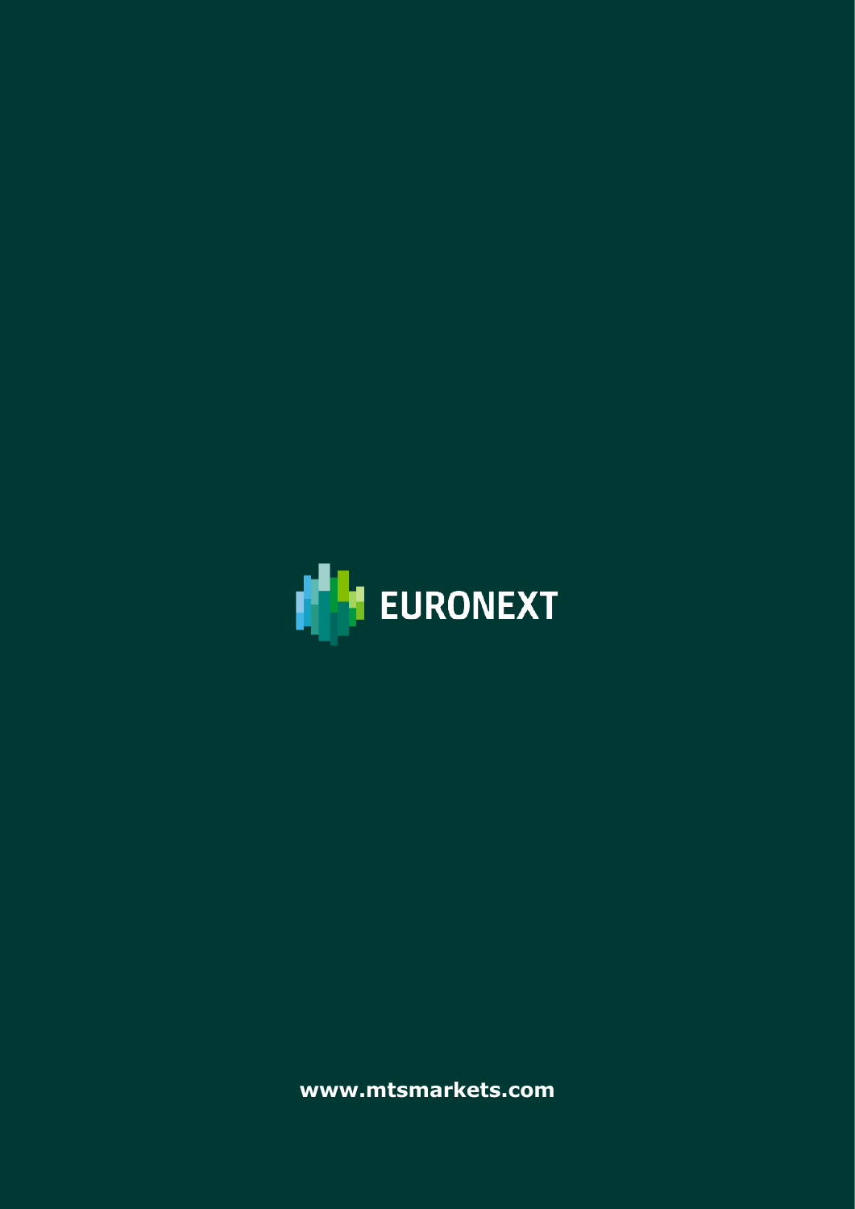EURONEXT

**www.mtsmarkets.com**